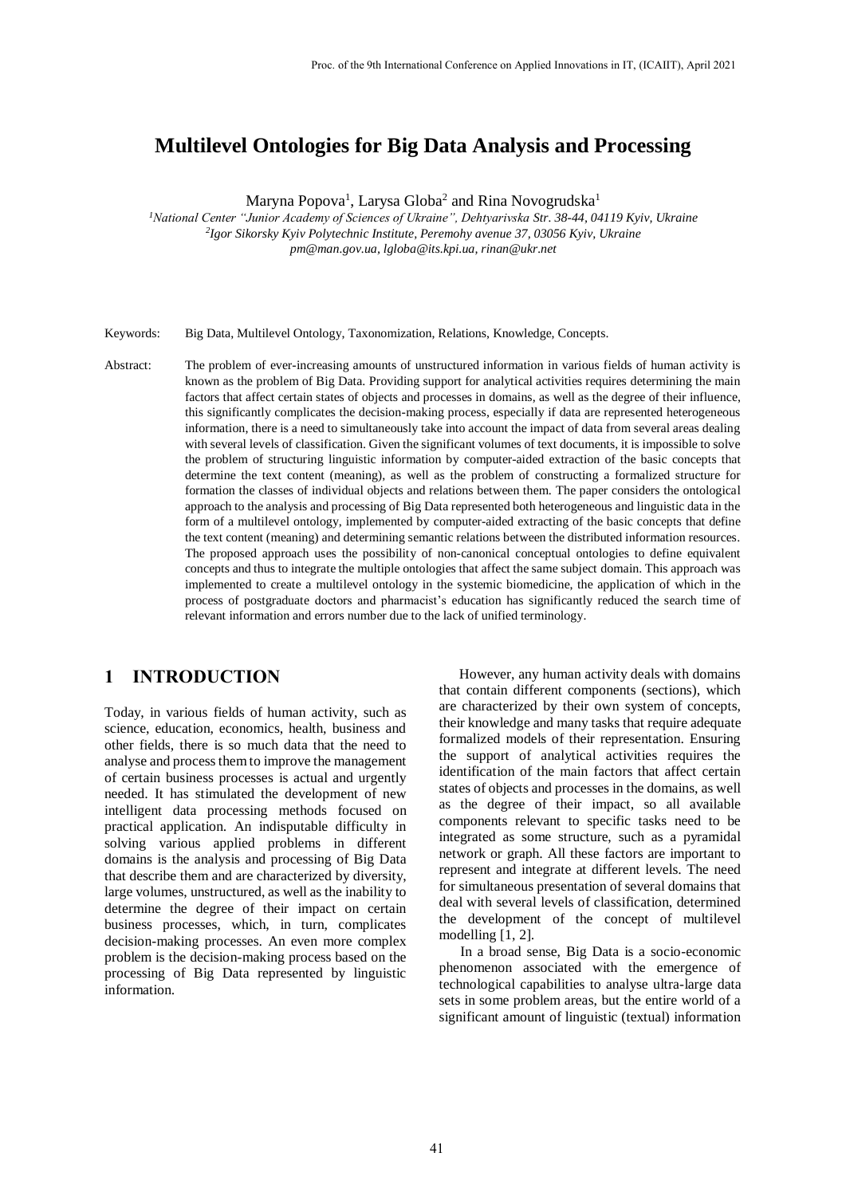# Multilevel Ontologies for Big Data Analysis and Processing

Maryna Popova[1], Larysa Globa[2] and Rina Novogrudska[1]

[1]*National Center "Junior Academy of Sciences of Ukraine", Dehtyarivska Str. 38-44, 04119 Kyiv, Ukraine*
[2]*Igor Sikorsky Kyiv Polytechnic Institute, Peremohy avenue 37, 03056 Kyiv, Ukraine*
*pm@man.gov.ua, lgloba@its.kpi.ua, rinan@ukr.net*

Keywords: Big Data, Multilevel Ontology, Taxonomization, Relations, Knowledge, Concepts.

Abstract: The problem of ever-increasing amounts of unstructured information in various fields of human activity is known as the problem of Big Data. Providing support for analytical activities requires determining the main factors that affect certain states of objects and processes in domains, as well as the degree of their influence, this significantly complicates the decision-making process, especially if data are represented heterogeneous information, there is a need to simultaneously take into account the impact of data from several areas dealing with several levels of classification. Given the significant volumes of text documents, it is impossible to solve the problem of structuring linguistic information by computer-aided extraction of the basic concepts that determine the text content (meaning), as well as the problem of constructing a formalized structure for formation the classes of individual objects and relations between them. The paper considers the ontological approach to the analysis and processing of Big Data represented both heterogeneous and linguistic data in the form of a multilevel ontology, implemented by computer-aided extracting of the basic concepts that define the text content (meaning) and determining semantic relations between the distributed information resources. The proposed approach uses the possibility of non-canonical conceptual ontologies to define equivalent concepts and thus to integrate the multiple ontologies that affect the same subject domain. This approach was implemented to create a multilevel ontology in the systemic biomedicine, the application of which in the process of postgraduate doctors and pharmacist's education has significantly reduced the search time of relevant information and errors number due to the lack of unified terminology.

## 1 INTRODUCTION

Today, in various fields of human activity, such as science, education, economics, health, business and other fields, there is so much data that the need to analyse and process them to improve the management of certain business processes is actual and urgently needed. It has stimulated the development of new intelligent data processing methods focused on practical application. An indisputable difficulty in solving various applied problems in different domains is the analysis and processing of Big Data that describe them and are characterized by diversity, large volumes, unstructured, as well as the inability to determine the degree of their impact on certain business processes, which, in turn, complicates decision-making processes. An even more complex problem is the decision-making process based on the processing of Big Data represented by linguistic information.

However, any human activity deals with domains that contain different components (sections), which are characterized by their own system of concepts, their knowledge and many tasks that require adequate formalized models of their representation. Ensuring the support of analytical activities requires the identification of the main factors that affect certain states of objects and processes in the domains, as well as the degree of their impact, so all available components relevant to specific tasks need to be integrated as some structure, such as a pyramidal network or graph. All these factors are important to represent and integrate at different levels. The need for simultaneous presentation of several domains that deal with several levels of classification, determined the development of the concept of multilevel modelling [1, 2].

In a broad sense, Big Data is a socio-economic phenomenon associated with the emergence of technological capabilities to analyse ultra-large data sets in some problem areas, but the entire world of a significant amount of linguistic (textual) information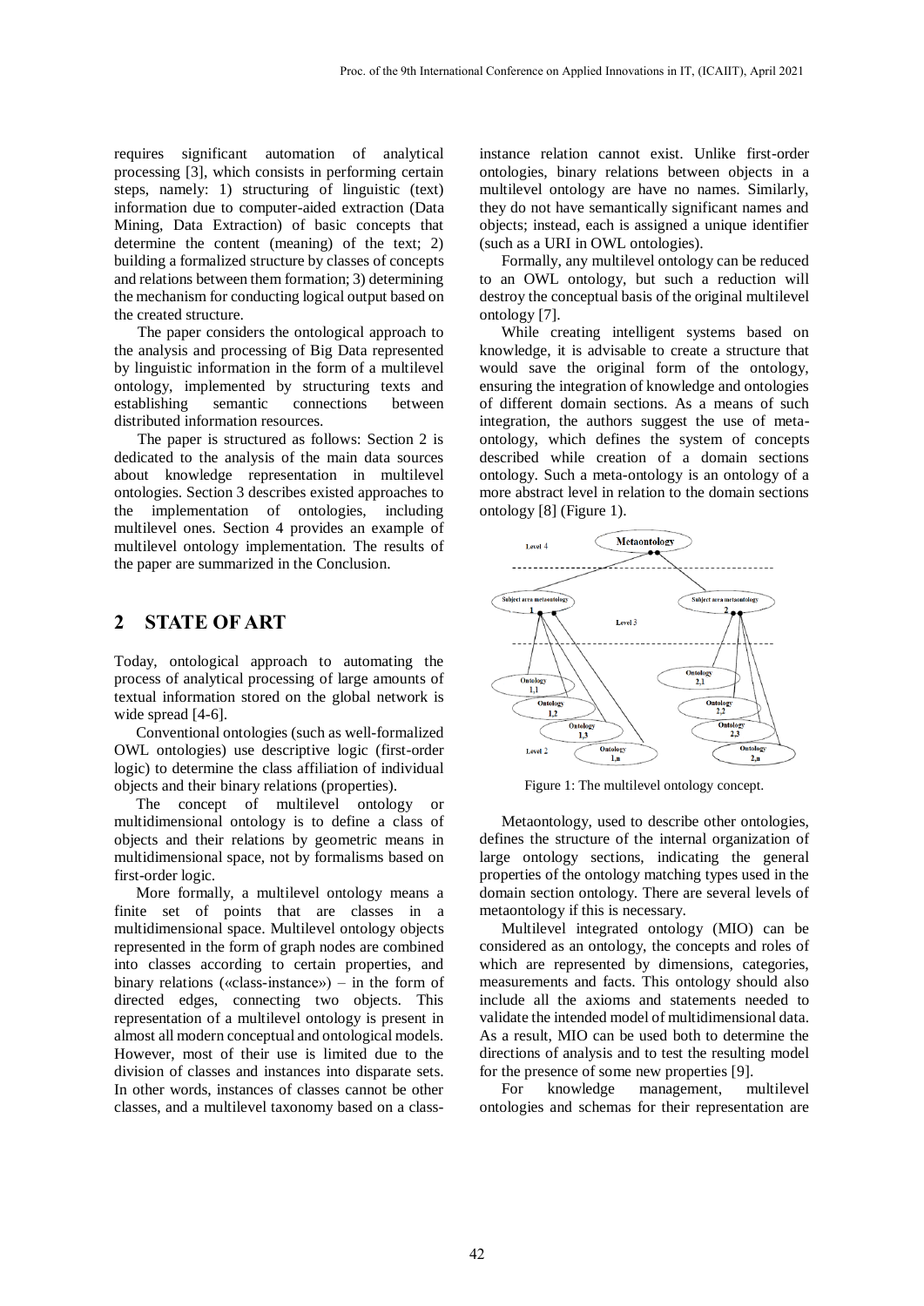requires significant automation of analytical processing [3], which consists in performing certain steps, namely: 1) structuring of linguistic (text) information due to computer-aided extraction (Data Mining, Data Extraction) of basic concepts that determine the content (meaning) of the text; 2) building a formalized structure by classes of concepts and relations between them formation; 3) determining the mechanism for conducting logical output based on the created structure.

The paper considers the ontological approach to the analysis and processing of Big Data represented by linguistic information in the form of a multilevel ontology, implemented by structuring texts and establishing semantic connections between distributed information resources.

The paper is structured as follows: Section 2 is dedicated to the analysis of the main data sources about knowledge representation in multilevel ontologies. Section 3 describes existed approaches to the implementation of ontologies, including multilevel ones. Section 4 provides an example of multilevel ontology implementation. The results of the paper are summarized in the Conclusion.

## 2 STATE OF ART

Today, ontological approach to automating the process of analytical processing of large amounts of textual information stored on the global network is wide spread [4-6].

Conventional ontologies (such as well-formalized OWL ontologies) use descriptive logic (first-order logic) to determine the class affiliation of individual objects and their binary relations (properties).

The concept of multilevel ontology or multidimensional ontology is to define a class of objects and their relations by geometric means in multidimensional space, not by formalisms based on first-order logic.

More formally, a multilevel ontology means a finite set of points that are classes in a multidimensional space. Multilevel ontology objects represented in the form of graph nodes are combined into classes according to certain properties, and binary relations («class-instance») – in the form of directed edges, connecting two objects. This representation of a multilevel ontology is present in almost all modern conceptual and ontological models. However, most of their use is limited due to the division of classes and instances into disparate sets. In other words, instances of classes cannot be other classes, and a multilevel taxonomy based on a class-instance relation cannot exist. Unlike first-order ontologies, binary relations between objects in a multilevel ontology are have no names. Similarly, they do not have semantically significant names and objects; instead, each is assigned a unique identifier (such as a URI in OWL ontologies).

Formally, any multilevel ontology can be reduced to an OWL ontology, but such a reduction will destroy the conceptual basis of the original multilevel ontology [7].

While creating intelligent systems based on knowledge, it is advisable to create a structure that would save the original form of the ontology, ensuring the integration of knowledge and ontologies of different domain sections. As a means of such integration, the authors suggest the use of meta-ontology, which defines the system of concepts described while creation of a domain sections ontology. Such a meta-ontology is an ontology of a more abstract level in relation to the domain sections ontology [8] (Figure 1).

Figure 1: The multilevel ontology concept.

Metaontology, used to describe other ontologies, defines the structure of the internal organization of large ontology sections, indicating the general properties of the ontology matching types used in the domain section ontology. There are several levels of metaontology if this is necessary.

Multilevel integrated ontology (MIO) can be considered as an ontology, the concepts and roles of which are represented by dimensions, categories, measurements and facts. This ontology should also include all the axioms and statements needed to validate the intended model of multidimensional data. As a result, MIO can be used both to determine the directions of analysis and to test the resulting model for the presence of some new properties [9].

For knowledge management, multilevel ontologies and schemas for their representation are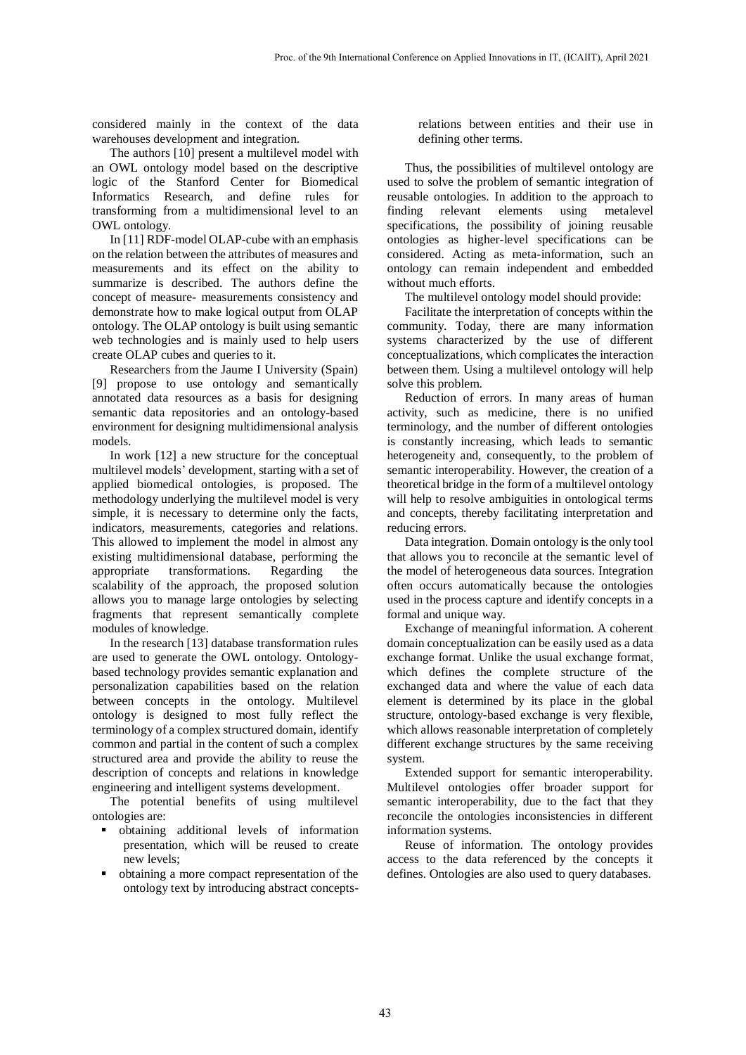considered mainly in the context of the data warehouses development and integration.

The authors [10] present a multilevel model with an OWL ontology model based on the descriptive logic of the Stanford Center for Biomedical Informatics Research, and define rules for transforming from a multidimensional level to an OWL ontology.

In [11] RDF-model OLAP-cube with an emphasis on the relation between the attributes of measures and measurements and its effect on the ability to summarize is described. The authors define the concept of measure- measurements consistency and demonstrate how to make logical output from OLAP ontology. The OLAP ontology is built using semantic web technologies and is mainly used to help users create OLAP cubes and queries to it.

Researchers from the Jaume I University (Spain) [9] propose to use ontology and semantically annotated data resources as a basis for designing semantic data repositories and an ontology-based environment for designing multidimensional analysis models.

In work [12] a new structure for the conceptual multilevel models' development, starting with a set of applied biomedical ontologies, is proposed. The methodology underlying the multilevel model is very simple, it is necessary to determine only the facts, indicators, measurements, categories and relations. This allowed to implement the model in almost any existing multidimensional database, performing the appropriate transformations. Regarding the scalability of the approach, the proposed solution allows you to manage large ontologies by selecting fragments that represent semantically complete modules of knowledge.

In the research [13] database transformation rules are used to generate the OWL ontology. Ontology-based technology provides semantic explanation and personalization capabilities based on the relation between concepts in the ontology. Multilevel ontology is designed to most fully reflect the terminology of a complex structured domain, identify common and partial in the content of such a complex structured area and provide the ability to reuse the description of concepts and relations in knowledge engineering and intelligent systems development.

The potential benefits of using multilevel ontologies are:

- obtaining additional levels of information presentation, which will be reused to create new levels;
- obtaining a more compact representation of the ontology text by introducing abstract concepts-relations between entities and their use in defining other terms.

Thus, the possibilities of multilevel ontology are used to solve the problem of semantic integration of reusable ontologies. In addition to the approach to finding relevant elements using metalevel specifications, the possibility of joining reusable ontologies as higher-level specifications can be considered. Acting as meta-information, such an ontology can remain independent and embedded without much efforts.

The multilevel ontology model should provide:

Facilitate the interpretation of concepts within the community. Today, there are many information systems characterized by the use of different conceptualizations, which complicates the interaction between them. Using a multilevel ontology will help solve this problem.

Reduction of errors. In many areas of human activity, such as medicine, there is no unified terminology, and the number of different ontologies is constantly increasing, which leads to semantic heterogeneity and, consequently, to the problem of semantic interoperability. However, the creation of a theoretical bridge in the form of a multilevel ontology will help to resolve ambiguities in ontological terms and concepts, thereby facilitating interpretation and reducing errors.

Data integration. Domain ontology is the only tool that allows you to reconcile at the semantic level of the model of heterogeneous data sources. Integration often occurs automatically because the ontologies used in the process capture and identify concepts in a formal and unique way.

Exchange of meaningful information. A coherent domain conceptualization can be easily used as a data exchange format. Unlike the usual exchange format, which defines the complete structure of the exchanged data and where the value of each data element is determined by its place in the global structure, ontology-based exchange is very flexible, which allows reasonable interpretation of completely different exchange structures by the same receiving system.

Extended support for semantic interoperability. Multilevel ontologies offer broader support for semantic interoperability, due to the fact that they reconcile the ontologies inconsistencies in different information systems.

Reuse of information. The ontology provides access to the data referenced by the concepts it defines. Ontologies are also used to query databases.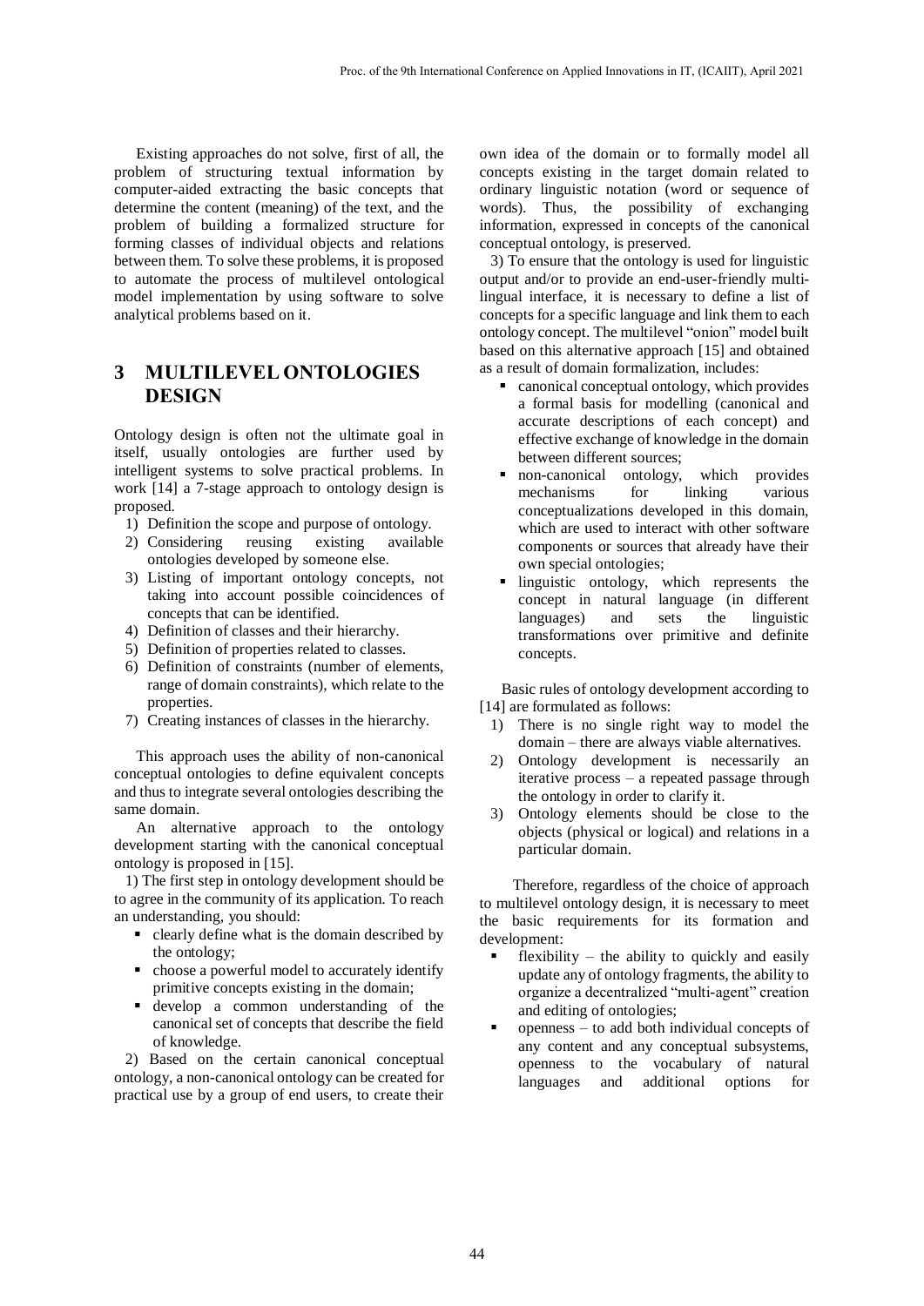Existing approaches do not solve, first of all, the problem of structuring textual information by computer-aided extracting the basic concepts that determine the content (meaning) of the text, and the problem of building a formalized structure for forming classes of individual objects and relations between them. To solve these problems, it is proposed to automate the process of multilevel ontological model implementation by using software to solve analytical problems based on it.

## 3 MULTILEVEL ONTOLOGIES DESIGN

Ontology design is often not the ultimate goal in itself, usually ontologies are further used by intelligent systems to solve practical problems. In work [14] a 7-stage approach to ontology design is proposed.

1) Definition the scope and purpose of ontology.
2) Considering reusing existing available ontologies developed by someone else.
3) Listing of important ontology concepts, not taking into account possible coincidences of concepts that can be identified.
4) Definition of classes and their hierarchy.
5) Definition of properties related to classes.
6) Definition of constraints (number of elements, range of domain constraints), which relate to the properties.
7) Creating instances of classes in the hierarchy.

This approach uses the ability of non-canonical conceptual ontologies to define equivalent concepts and thus to integrate several ontologies describing the same domain.

An alternative approach to the ontology development starting with the canonical conceptual ontology is proposed in [15].

1) The first step in ontology development should be to agree in the community of its application. To reach an understanding, you should:

- clearly define what is the domain described by the ontology;
- choose a powerful model to accurately identify primitive concepts existing in the domain;
- develop a common understanding of the canonical set of concepts that describe the field of knowledge.

2) Based on the certain canonical conceptual ontology, a non-canonical ontology can be created for practical use by a group of end users, to create their own idea of the domain or to formally model all concepts existing in the target domain related to ordinary linguistic notation (word or sequence of words). Thus, the possibility of exchanging information, expressed in concepts of the canonical conceptual ontology, is preserved.

3) To ensure that the ontology is used for linguistic output and/or to provide an end-user-friendly multi-lingual interface, it is necessary to define a list of concepts for a specific language and link them to each ontology concept. The multilevel "onion" model built based on this alternative approach [15] and obtained as a result of domain formalization, includes:

- canonical conceptual ontology, which provides a formal basis for modelling (canonical and accurate descriptions of each concept) and effective exchange of knowledge in the domain between different sources;
- non-canonical ontology, which provides mechanisms for linking various conceptualizations developed in this domain, which are used to interact with other software components or sources that already have their own special ontologies;
- linguistic ontology, which represents the concept in natural language (in different languages) and sets the linguistic transformations over primitive and definite concepts.

Basic rules of ontology development according to [14] are formulated as follows:

1) There is no single right way to model the domain – there are always viable alternatives.
2) Ontology development is necessarily an iterative process – a repeated passage through the ontology in order to clarify it.
3) Ontology elements should be close to the objects (physical or logical) and relations in a particular domain.

Therefore, regardless of the choice of approach to multilevel ontology design, it is necessary to meet the basic requirements for its formation and development:

- flexibility – the ability to quickly and easily update any of ontology fragments, the ability to organize a decentralized "multi-agent" creation and editing of ontologies;
- openness – to add both individual concepts of any content and any conceptual subsystems, openness to the vocabulary of natural languages and additional options for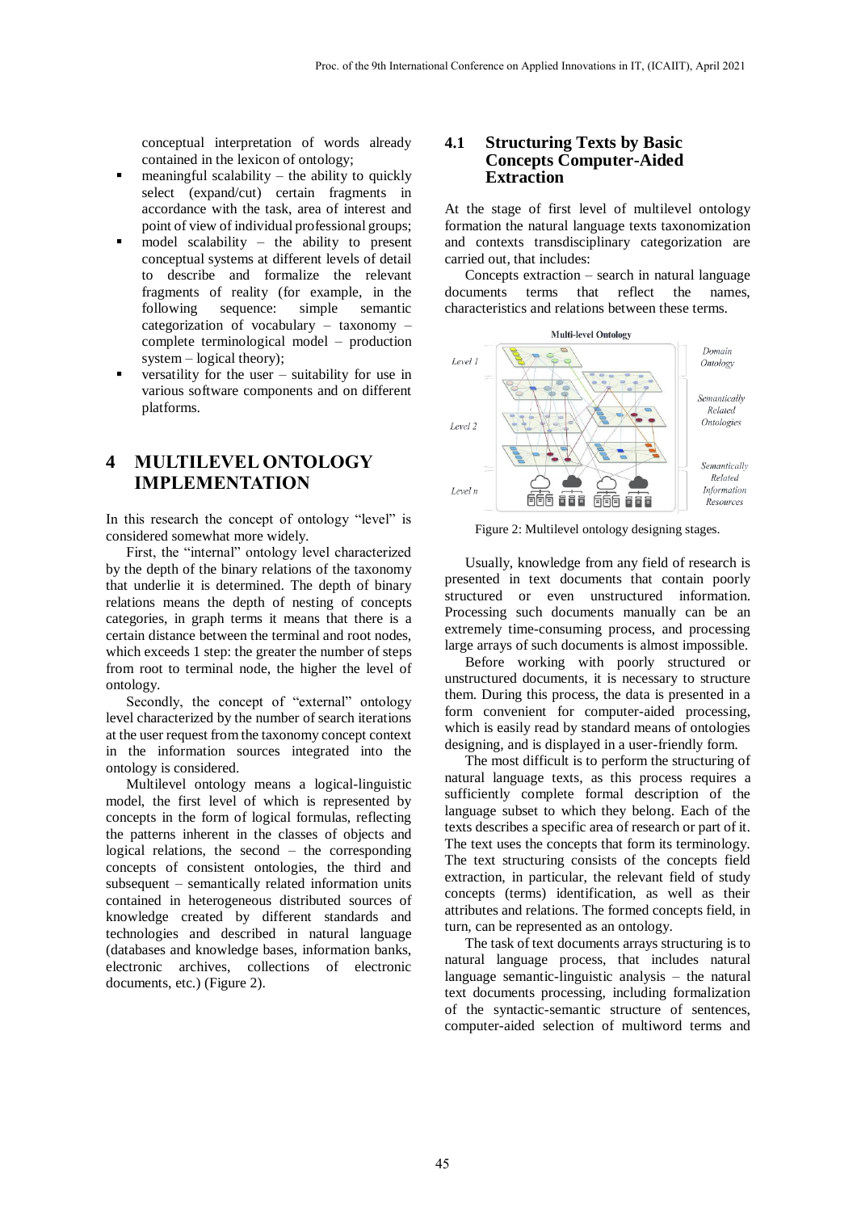conceptual interpretation of words already contained in the lexicon of ontology;

- meaningful scalability – the ability to quickly select (expand/cut) certain fragments in accordance with the task, area of interest and point of view of individual professional groups;
- model scalability – the ability to present conceptual systems at different levels of detail to describe and formalize the relevant fragments of reality (for example, in the following sequence: simple semantic categorization of vocabulary – taxonomy – complete terminological model – production system – logical theory);
- versatility for the user – suitability for use in various software components and on different platforms.

# 4 MULTILEVEL ONTOLOGY IMPLEMENTATION

In this research the concept of ontology "level" is considered somewhat more widely.

First, the "internal" ontology level characterized by the depth of the binary relations of the taxonomy that underlie it is determined. The depth of binary relations means the depth of nesting of concepts categories, in graph terms it means that there is a certain distance between the terminal and root nodes, which exceeds 1 step: the greater the number of steps from root to terminal node, the higher the level of ontology.

Secondly, the concept of "external" ontology level characterized by the number of search iterations at the user request from the taxonomy concept context in the information sources integrated into the ontology is considered.

Multilevel ontology means a logical-linguistic model, the first level of which is represented by concepts in the form of logical formulas, reflecting the patterns inherent in the classes of objects and logical relations, the second – the corresponding concepts of consistent ontologies, the third and subsequent – semantically related information units contained in heterogeneous distributed sources of knowledge created by different standards and technologies and described in natural language (databases and knowledge bases, information banks, electronic archives, collections of electronic documents, etc.) (Figure 2).

## 4.1 Structuring Texts by Basic Concepts Computer-Aided Extraction

At the stage of first level of multilevel ontology formation the natural language texts taxonomization and contexts transdisciplinary categorization are carried out, that includes:

Concepts extraction – search in natural language documents terms that reflect the names, characteristics and relations between these terms.

Figure 2: Multilevel ontology designing stages.

Usually, knowledge from any field of research is presented in text documents that contain poorly structured or even unstructured information. Processing such documents manually can be an extremely time-consuming process, and processing large arrays of such documents is almost impossible.

Before working with poorly structured or unstructured documents, it is necessary to structure them. During this process, the data is presented in a form convenient for computer-aided processing, which is easily read by standard means of ontologies designing, and is displayed in a user-friendly form.

The most difficult is to perform the structuring of natural language texts, as this process requires a sufficiently complete formal description of the language subset to which they belong. Each of the texts describes a specific area of research or part of it. The text uses the concepts that form its terminology. The text structuring consists of the concepts field extraction, in particular, the relevant field of study concepts (terms) identification, as well as their attributes and relations. The formed concepts field, in turn, can be represented as an ontology.

The task of text documents arrays structuring is to natural language process, that includes natural language semantic-linguistic analysis – the natural text documents processing, including formalization of the syntactic-semantic structure of sentences, computer-aided selection of multiword terms and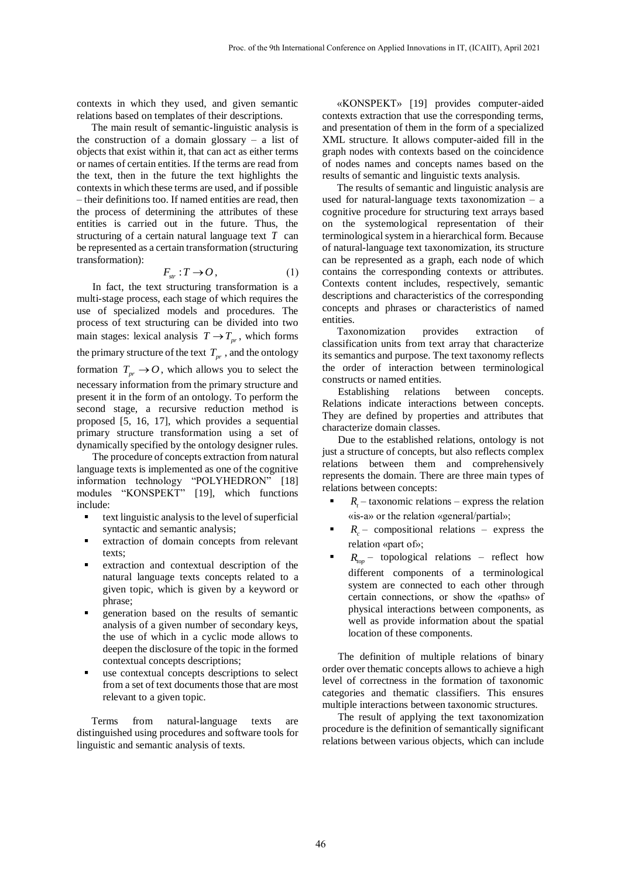contexts in which they used, and given semantic relations based on templates of their descriptions.

The main result of semantic-linguistic analysis is the construction of a domain glossary – a list of objects that exist within it, that can act as either terms or names of certain entities. If the terms are read from the text, then in the future the text highlights the contexts in which these terms are used, and if possible – their definitions too. If named entities are read, then the process of determining the attributes of these entities is carried out in the future. Thus, the structuring of a certain natural language text $T$ can be represented as a certain transformation (structuring transformation):

$$F_{str} : T \rightarrow O, \qquad (1)$$

In fact, the text structuring transformation is a multi-stage process, each stage of which requires the use of specialized models and procedures. The process of text structuring can be divided into two main stages: lexical analysis $T \rightarrow T_{pr}$, which forms the primary structure of the text $T_{pr}$, and the ontology formation $T_{pr} \rightarrow O$, which allows you to select the necessary information from the primary structure and present it in the form of an ontology. To perform the second stage, a recursive reduction method is proposed [5, 16, 17], which provides a sequential primary structure transformation using a set of dynamically specified by the ontology designer rules.

The procedure of concepts extraction from natural language texts is implemented as one of the cognitive information technology "POLYHEDRON" [18] modules "KONSPEKT" [19], which functions include:

- text linguistic analysis to the level of superficial syntactic and semantic analysis;
- extraction of domain concepts from relevant texts;
- extraction and contextual description of the natural language texts concepts related to a given topic, which is given by a keyword or phrase;
- generation based on the results of semantic analysis of a given number of secondary keys, the use of which in a cyclic mode allows to deepen the disclosure of the topic in the formed contextual concepts descriptions;
- use contextual concepts descriptions to select from a set of text documents those that are most relevant to a given topic.

Terms from natural-language texts are distinguished using procedures and software tools for linguistic and semantic analysis of texts.

«KONSPEKT» [19] provides computer-aided contexts extraction that use the corresponding terms, and presentation of them in the form of a specialized XML structure. It allows computer-aided fill in the graph nodes with contexts based on the coincidence of nodes names and concepts names based on the results of semantic and linguistic texts analysis.

The results of semantic and linguistic analysis are used for natural-language texts taxonomization – a cognitive procedure for structuring text arrays based on the systemological representation of their terminological system in a hierarchical form. Because of natural-language text taxonomization, its structure can be represented as a graph, each node of which contains the corresponding contexts or attributes. Contexts content includes, respectively, semantic descriptions and characteristics of the corresponding concepts and phrases or characteristics of named entities.

Taxonomization provides extraction of classification units from text array that characterize its semantics and purpose. The text taxonomy reflects the order of interaction between terminological constructs or named entities.

Establishing relations between concepts. Relations indicate interactions between concepts. They are defined by properties and attributes that characterize domain classes.

Due to the established relations, ontology is not just a structure of concepts, but also reflects complex relations between them and comprehensively represents the domain. There are three main types of relations between concepts:

- $R_t$ – taxonomic relations – express the relation «is-a» or the relation «general/partial»;
- $R_c$ – compositional relations – express the relation «part of»;
- $R_{top}$ – topological relations – reflect how different components of a terminological system are connected to each other through certain connections, or show the «paths» of physical interactions between components, as well as provide information about the spatial location of these components.

The definition of multiple relations of binary order over thematic concepts allows to achieve a high level of correctness in the formation of taxonomic categories and thematic classifiers. This ensures multiple interactions between taxonomic structures.

The result of applying the text taxonomization procedure is the definition of semantically significant relations between various objects, which can include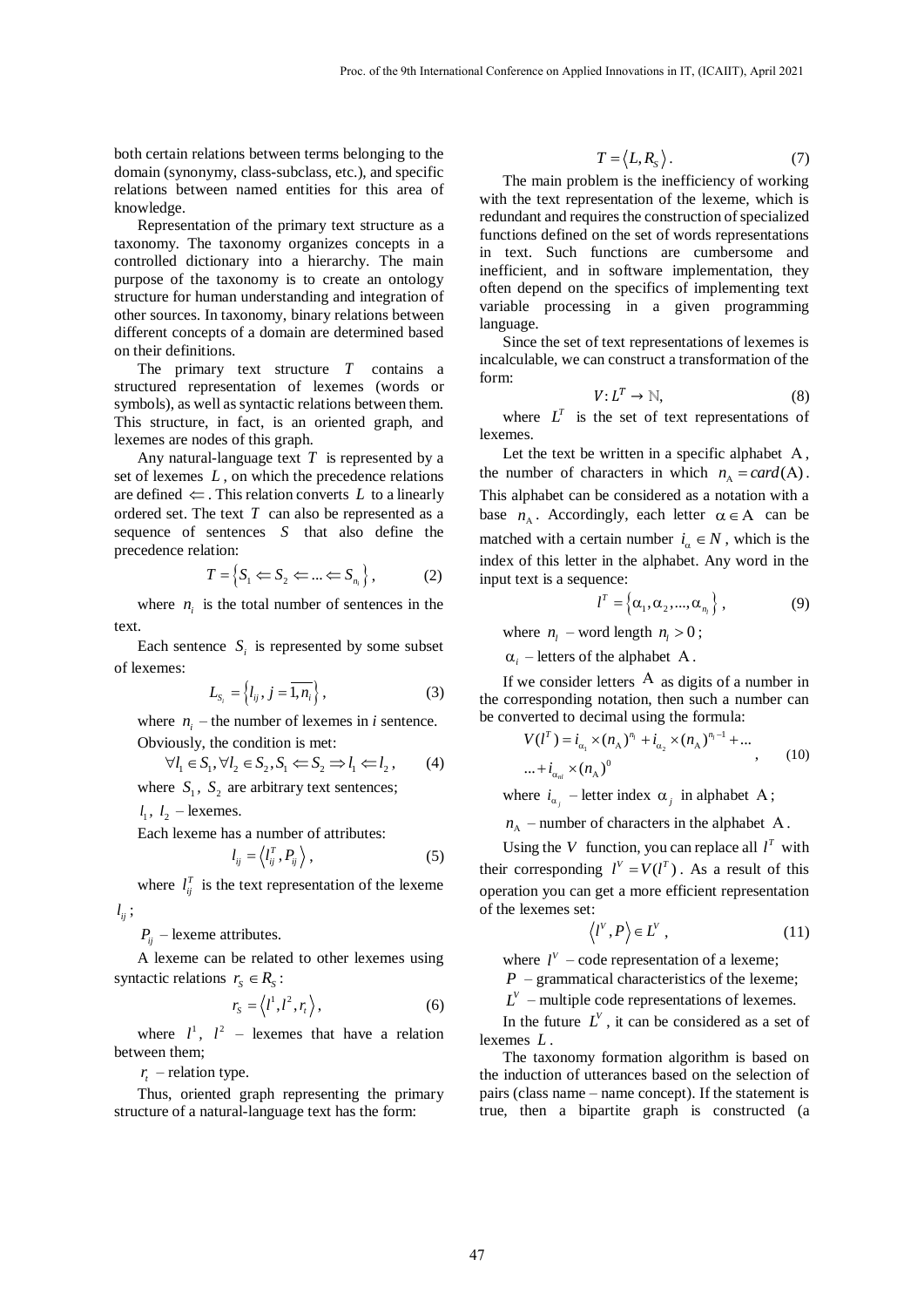both certain relations between terms belonging to the domain (synonymy, class-subclass, etc.), and specific relations between named entities for this area of knowledge.

Representation of the primary text structure as a taxonomy. The taxonomy organizes concepts in a controlled dictionary into a hierarchy. The main purpose of the taxonomy is to create an ontology structure for human understanding and integration of other sources. In taxonomy, binary relations between different concepts of a domain are determined based on their definitions.

The primary text structure $T$ contains a structured representation of lexemes (words or symbols), as well as syntactic relations between them. This structure, in fact, is an oriented graph, and lexemes are nodes of this graph.

Any natural-language text $T$ is represented by a set of lexemes $L$, on which the precedence relations are defined $\Leftarrow$. This relation converts $L$ to a linearly ordered set. The text $T$ can also be represented as a sequence of sentences $S$ that also define the precedence relation:

$$T = \left\{ S_1 \Leftarrow S_2 \Leftarrow ... \Leftarrow S_{n_i} \right\}, \qquad (2)$$

where $n_i$ is the total number of sentences in the text.

Each sentence $S_i$ is represented by some subset of lexemes:

$$L_{S_i} = \left\{ l_{ij}, j = \overline{1, n_i} \right\}, \qquad (3)$$

where $n_i$ – the number of lexemes in *i* sentence.

Obviously, the condition is met:

$$\forall l_1 \in S_1, \forall l_2 \in S_2, S_1 \Leftarrow S_2 \Rightarrow l_1 \Leftarrow l_2, \qquad (4)$$

where $S_1$, $S_2$ are arbitrary text sentences;

$l_1$, $l_2$ – lexemes.

Each lexeme has a number of attributes:

$$l_{ij} = \left\langle l_{ij}^T, P_{ij} \right\rangle, \qquad (5)$$

where $l_{ij}^T$ is the text representation of the lexeme $l_{ij}$;

$P_{ij}$ – lexeme attributes.

A lexeme can be related to other lexemes using syntactic relations $r_S \in R_S$:

$$r_S = \left\langle l^1, l^2, r_t \right\rangle, \qquad (6)$$

where $l^1$, $l^2$ – lexemes that have a relation between them;

$r_t$ – relation type.

Thus, oriented graph representing the primary structure of a natural-language text has the form:

$$T = \left\langle L, R_S \right\rangle. \qquad (7)$$

The main problem is the inefficiency of working with the text representation of the lexeme, which is redundant and requires the construction of specialized functions defined on the set of words representations in text. Such functions are cumbersome and inefficient, and in software implementation, they often depend on the specifics of implementing text variable processing in a given programming language.

Since the set of text representations of lexemes is incalculable, we can construct a transformation of the form:

$$V : L^T \to \mathbb{N}, \qquad (8)$$

where $L^T$ is the set of text representations of lexemes.

Let the text be written in a specific alphabet $\mathrm{A}$, the number of characters in which $n_\mathrm{A} = card(\mathrm{A})$. This alphabet can be considered as a notation with a base $n_\mathrm{A}$. Accordingly, each letter $\alpha \in \mathrm{A}$ can be matched with a certain number $i_\alpha \in N$, which is the index of this letter in the alphabet. Any word in the input text is a sequence:

$$l^T = \left\{ \alpha_1, \alpha_2, ..., \alpha_{n_l} \right\}, \qquad (9)$$

where $n_l$ – word length $n_l > 0$;

$\alpha_i$ – letters of the alphabet $\mathrm{A}$.

If we consider letters $\mathrm{A}$ as digits of a number in the corresponding notation, then such a number can be converted to decimal using the formula:

$$V(l^T) = i_{\alpha_1} \times (n_\mathrm{A})^{n_l} + i_{\alpha_2} \times (n_\mathrm{A})^{n_l - 1} + ... \\ ... + i_{\alpha_{nl}} \times (n_\mathrm{A})^0, \qquad (10)$$

where $i_{\alpha_j}$ – letter index $\alpha_j$ in alphabet $\mathrm{A}$;

$n_\mathrm{A}$ – number of characters in the alphabet $\mathrm{A}$.

Using the $V$ function, you can replace all $l^T$ with their corresponding $l^V = V(l^T)$. As a result of this operation you can get a more efficient representation of the lexemes set:

$$\left\langle l^V, P \right\rangle \in L^V, \qquad (11)$$

where $l^V$ – code representation of a lexeme;

$P$ – grammatical characteristics of the lexeme;

$L^V$ – multiple code representations of lexemes.

In the future $L^V$, it can be considered as a set of lexemes $L$.

The taxonomy formation algorithm is based on the induction of utterances based on the selection of pairs (class name – name concept). If the statement is true, then a bipartite graph is constructed (a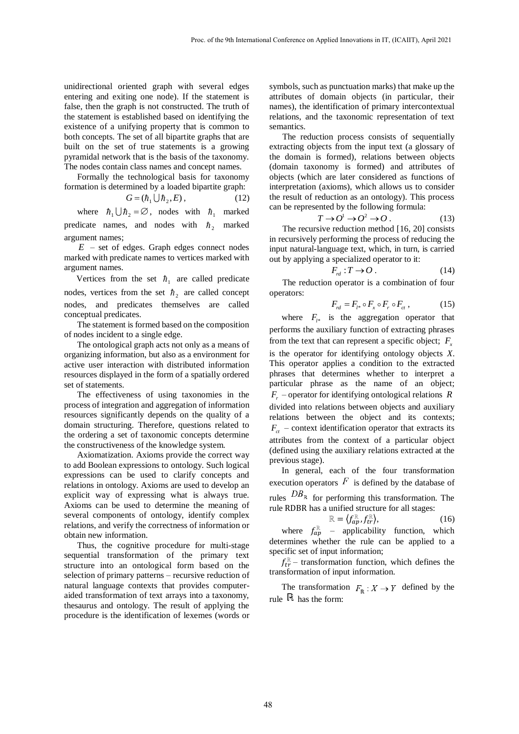unidirectional oriented graph with several edges entering and exiting one node). If the statement is false, then the graph is not constructed. The truth of the statement is established based on identifying the existence of a unifying property that is common to both concepts. The set of all bipartite graphs that are built on the set of true statements is a growing pyramidal network that is the basis of the taxonomy. The nodes contain class names and concept names.

Formally the technological basis for taxonomy formation is determined by a loaded bipartite graph:

$$G = (\hbar_1 \bigcup \hbar_2, E), \tag{12}$$

where $\hbar_1 \bigcup \hbar_2 = \varnothing$, nodes with $\hbar_1$ marked predicate names, and nodes with $\hbar_2$ marked argument names;

$E$ – set of edges. Graph edges connect nodes marked with predicate names to vertices marked with argument names.

Vertices from the set $\hbar_1$ are called predicate nodes, vertices from the set $\hbar_2$ are called concept nodes, and predicates themselves are called conceptual predicates.

The statement is formed based on the composition of nodes incident to a single edge.

The ontological graph acts not only as a means of organizing information, but also as a environment for active user interaction with distributed information resources displayed in the form of a spatially ordered set of statements.

The effectiveness of using taxonomies in the process of integration and aggregation of information resources significantly depends on the quality of a domain structuring. Therefore, questions related to the ordering a set of taxonomic concepts determine the constructiveness of the knowledge system.

Axiomatization. Axioms provide the correct way to add Boolean expressions to ontology. Such logical expressions can be used to clarify concepts and relations in ontology. Axioms are used to develop an explicit way of expressing what is always true. Axioms can be used to determine the meaning of several components of ontology, identify complex relations, and verify the correctness of information or obtain new information.

Thus, the cognitive procedure for multi-stage sequential transformation of the primary text structure into an ontological form based on the selection of primary patterns – recursive reduction of natural language contexts that provides computer-aided transformation of text arrays into a taxonomy, thesaurus and ontology. The result of applying the procedure is the identification of lexemes (words or symbols, such as punctuation marks) that make up the attributes of domain objects (in particular, their names), the identification of primary intercontextual relations, and the taxonomic representation of text semantics.

The reduction process consists of sequentially extracting objects from the input text (a glossary of the domain is formed), relations between objects (domain taxonomy is formed) and attributes of objects (which are later considered as functions of interpretation (axioms), which allows us to consider the result of reduction as an ontology). This process can be represented by the following formula:

$$T \to O^1 \to O^2 \to O. \tag{13}$$

The recursive reduction method [16, 20] consists in recursively performing the process of reducing the input natural-language text, which, in turn, is carried out by applying a specialized operator to it:

$$F_{rd} : T \to O. \tag{14}$$

The reduction operator is a combination of four operators:

$$F_{rd} = F_{l*} \circ F_x \circ F_r \circ F_{ct}, \tag{15}$$

where $F_{l*}$ is the aggregation operator that performs the auxiliary function of extracting phrases from the text that can represent a specific object; $F_x$ is the operator for identifying ontology objects $X$. This operator applies a condition to the extracted phrases that determines whether to interpret a particular phrase as the name of an object; $F_r$ – operator for identifying ontological relations $R$ divided into relations between objects and auxiliary relations between the object and its contexts; $F_{ct}$ – context identification operator that extracts its attributes from the context of a particular object (defined using the auxiliary relations extracted at the previous stage).

In general, each of the four transformation execution operators $F$ is defined by the database of rules $DB_{\mathbb{R}}$ for performing this transformation. The rule RDBR has a unified structure for all stages:

$$\mathbb{R} = \langle f_{ap}^{\mathbb{R}}, f_{tr}^{\mathbb{R}} \rangle, \tag{16}$$

where $f_{ap}^{\mathbb{R}}$ – applicability function, which determines whether the rule can be applied to a specific set of input information;

$f_{tr}^{\mathbb{R}}$ – transformation function, which defines the transformation of input information.

The transformation $F_{\mathbb{R}} : X \to Y$ defined by the rule $\mathbb{R}$ has the form: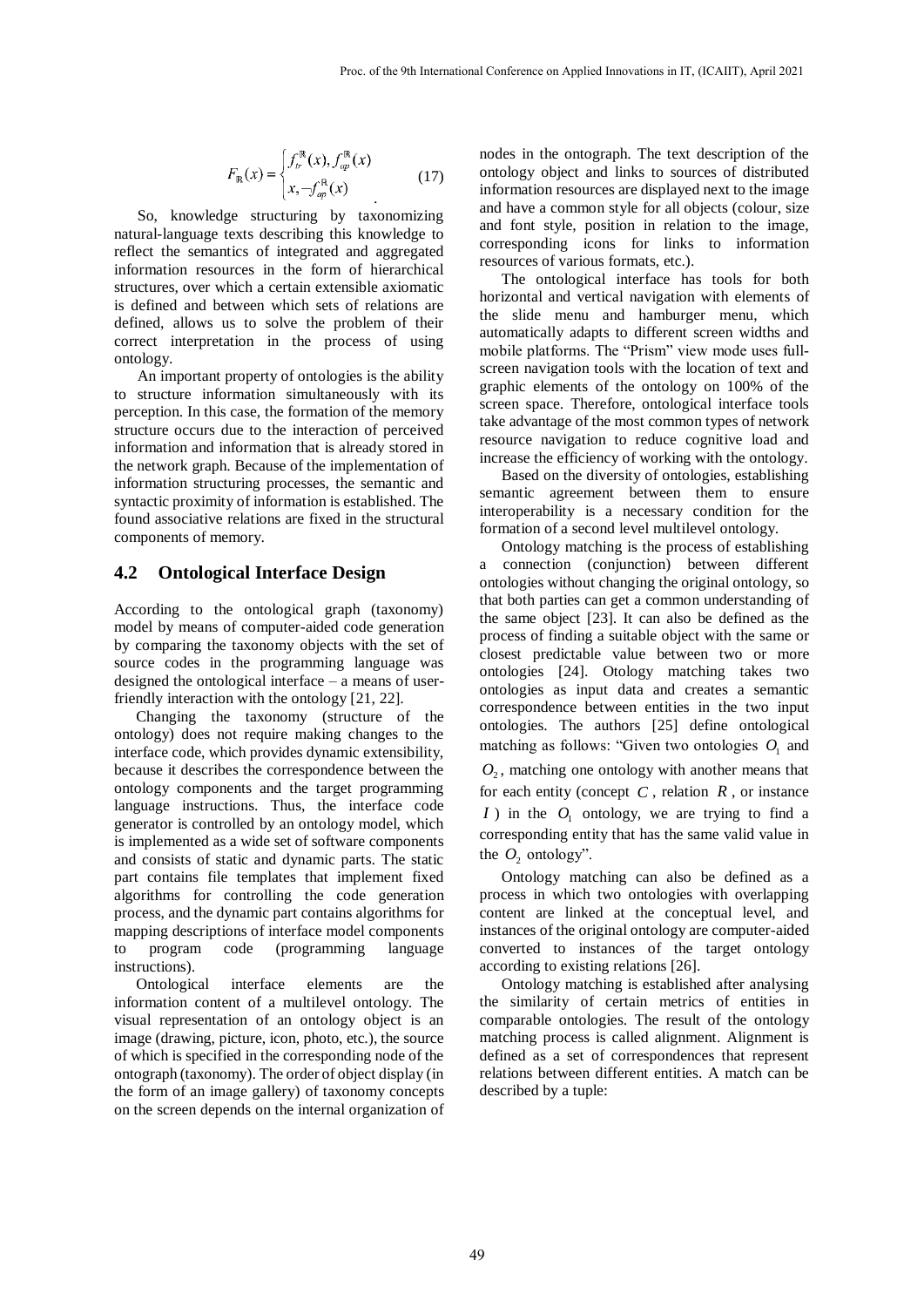$$F_{\mathbb{R}}(x) = \begin{cases} f_{tr}^{\mathbb{R}}(x), f_{sp}^{\mathbb{R}}(x) \\ x, \neg f_{ap}^{\mathbb{R}}(x) \end{cases} \quad (17)$$

So, knowledge structuring by taxonomizing natural-language texts describing this knowledge to reflect the semantics of integrated and aggregated information resources in the form of hierarchical structures, over which a certain extensible axiomatic is defined and between which sets of relations are defined, allows us to solve the problem of their correct interpretation in the process of using ontology.

An important property of ontologies is the ability to structure information simultaneously with its perception. In this case, the formation of the memory structure occurs due to the interaction of perceived information and information that is already stored in the network graph. Because of the implementation of information structuring processes, the semantic and syntactic proximity of information is established. The found associative relations are fixed in the structural components of memory.

## 4.2 Ontological Interface Design

According to the ontological graph (taxonomy) model by means of computer-aided code generation by comparing the taxonomy objects with the set of source codes in the programming language was designed the ontological interface – a means of user-friendly interaction with the ontology [21, 22].

Changing the taxonomy (structure of the ontology) does not require making changes to the interface code, which provides dynamic extensibility, because it describes the correspondence between the ontology components and the target programming language instructions. Thus, the interface code generator is controlled by an ontology model, which is implemented as a wide set of software components and consists of static and dynamic parts. The static part contains file templates that implement fixed algorithms for controlling the code generation process, and the dynamic part contains algorithms for mapping descriptions of interface model components to program code (programming language instructions).

Ontological interface elements are the information content of a multilevel ontology. The visual representation of an ontology object is an image (drawing, picture, icon, photo, etc.), the source of which is specified in the corresponding node of the ontograph (taxonomy). The order of object display (in the form of an image gallery) of taxonomy concepts on the screen depends on the internal organization of nodes in the ontograph. The text description of the ontology object and links to sources of distributed information resources are displayed next to the image and have a common style for all objects (colour, size and font style, position in relation to the image, corresponding icons for links to information resources of various formats, etc.).

The ontological interface has tools for both horizontal and vertical navigation with elements of the slide menu and hamburger menu, which automatically adapts to different screen widths and mobile platforms. The "Prism" view mode uses full-screen navigation tools with the location of text and graphic elements of the ontology on 100% of the screen space. Therefore, ontological interface tools take advantage of the most common types of network resource navigation to reduce cognitive load and increase the efficiency of working with the ontology.

Based on the diversity of ontologies, establishing semantic agreement between them to ensure interoperability is a necessary condition for the formation of a second level multilevel ontology.

Ontology matching is the process of establishing a connection (conjunction) between different ontologies without changing the original ontology, so that both parties can get a common understanding of the same object [23]. It can also be defined as the process of finding a suitable object with the same or closest predictable value between two or more ontologies [24]. Otology matching takes two ontologies as input data and creates a semantic correspondence between entities in the two input ontologies. The authors [25] define ontological matching as follows: "Given two ontologies $O_1$ and $O_2$, matching one ontology with another means that for each entity (concept $C$, relation $R$, or instance $I$) in the $O_1$ ontology, we are trying to find a corresponding entity that has the same valid value in the $O_2$ ontology".

Ontology matching can also be defined as a process in which two ontologies with overlapping content are linked at the conceptual level, and instances of the original ontology are computer-aided converted to instances of the target ontology according to existing relations [26].

Ontology matching is established after analysing the similarity of certain metrics of entities in comparable ontologies. The result of the ontology matching process is called alignment. Alignment is defined as a set of correspondences that represent relations between different entities. A match can be described by a tuple: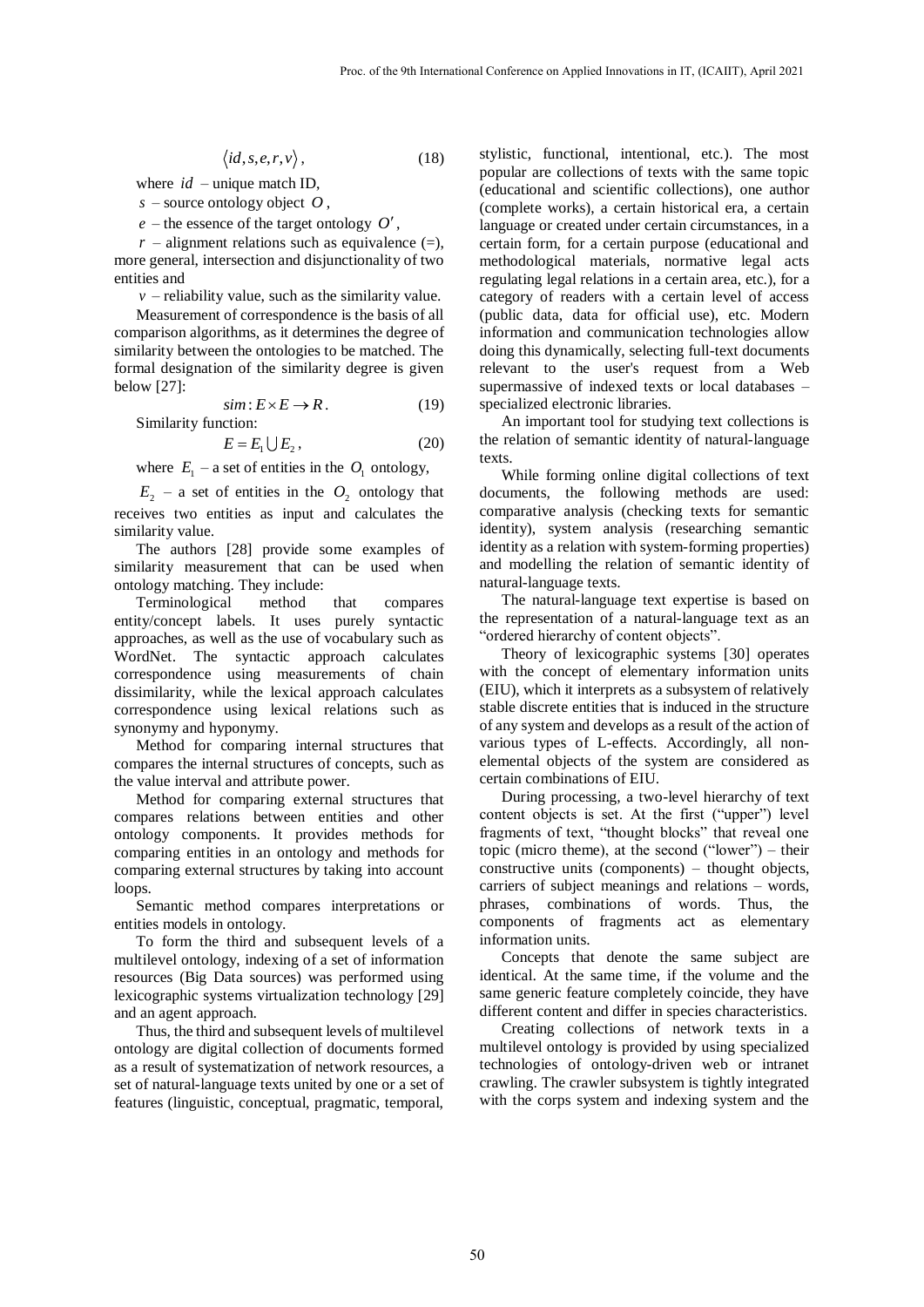$$\langle id, s, e, r, v \rangle, \tag{18}$$

where $id$ – unique match ID,

$s$ – source ontology object $O$,

$e$ – the essence of the target ontology $O'$,

$r$ – alignment relations such as equivalence (=), more general, intersection and disjunctionality of two entities and

$v$ – reliability value, such as the similarity value.

Measurement of correspondence is the basis of all comparison algorithms, as it determines the degree of similarity between the ontologies to be matched. The formal designation of the similarity degree is given below [27]:

$$sim : E \times E \to R. \tag{19}$$

Similarity function:

$$E = E_1 \bigcup E_2, \tag{20}$$

where $E_1$ – a set of entities in the $O_1$ ontology,

$E_2$ – a set of entities in the $O_2$ ontology that receives two entities as input and calculates the similarity value.

The authors [28] provide some examples of similarity measurement that can be used when ontology matching. They include:

Terminological method that compares entity/concept labels. It uses purely syntactic approaches, as well as the use of vocabulary such as WordNet. The syntactic approach calculates correspondence using measurements of chain dissimilarity, while the lexical approach calculates correspondence using lexical relations such as synonymy and hyponymy.

Method for comparing internal structures that compares the internal structures of concepts, such as the value interval and attribute power.

Method for comparing external structures that compares relations between entities and other ontology components. It provides methods for comparing entities in an ontology and methods for comparing external structures by taking into account loops.

Semantic method compares interpretations or entities models in ontology.

To form the third and subsequent levels of a multilevel ontology, indexing of a set of information resources (Big Data sources) was performed using lexicographic systems virtualization technology [29] and an agent approach.

Thus, the third and subsequent levels of multilevel ontology are digital collection of documents formed as a result of systematization of network resources, a set of natural-language texts united by one or a set of features (linguistic, conceptual, pragmatic, temporal, stylistic, functional, intentional, etc.). The most popular are collections of texts with the same topic (educational and scientific collections), one author (complete works), a certain historical era, a certain language or created under certain circumstances, in a certain form, for a certain purpose (educational and methodological materials, normative legal acts regulating legal relations in a certain area, etc.), for a category of readers with a certain level of access (public data, data for official use), etc. Modern information and communication technologies allow doing this dynamically, selecting full-text documents relevant to the user's request from a Web supermassive of indexed texts or local databases – specialized electronic libraries.

An important tool for studying text collections is the relation of semantic identity of natural-language texts.

While forming online digital collections of text documents, the following methods are used: comparative analysis (checking texts for semantic identity), system analysis (researching semantic identity as a relation with system-forming properties) and modelling the relation of semantic identity of natural-language texts.

The natural-language text expertise is based on the representation of a natural-language text as an "ordered hierarchy of content objects".

Theory of lexicographic systems [30] operates with the concept of elementary information units (EIU), which it interprets as a subsystem of relatively stable discrete entities that is induced in the structure of any system and develops as a result of the action of various types of L-effects. Accordingly, all non-elemental objects of the system are considered as certain combinations of EIU.

During processing, a two-level hierarchy of text content objects is set. At the first ("upper") level fragments of text, "thought blocks" that reveal one topic (micro theme), at the second ("lower") – their constructive units (components) – thought objects, carriers of subject meanings and relations – words, phrases, combinations of words. Thus, the components of fragments act as elementary information units.

Concepts that denote the same subject are identical. At the same time, if the volume and the same generic feature completely coincide, they have different content and differ in species characteristics.

Creating collections of network texts in a multilevel ontology is provided by using specialized technologies of ontology-driven web or intranet crawling. The crawler subsystem is tightly integrated with the corps system and indexing system and the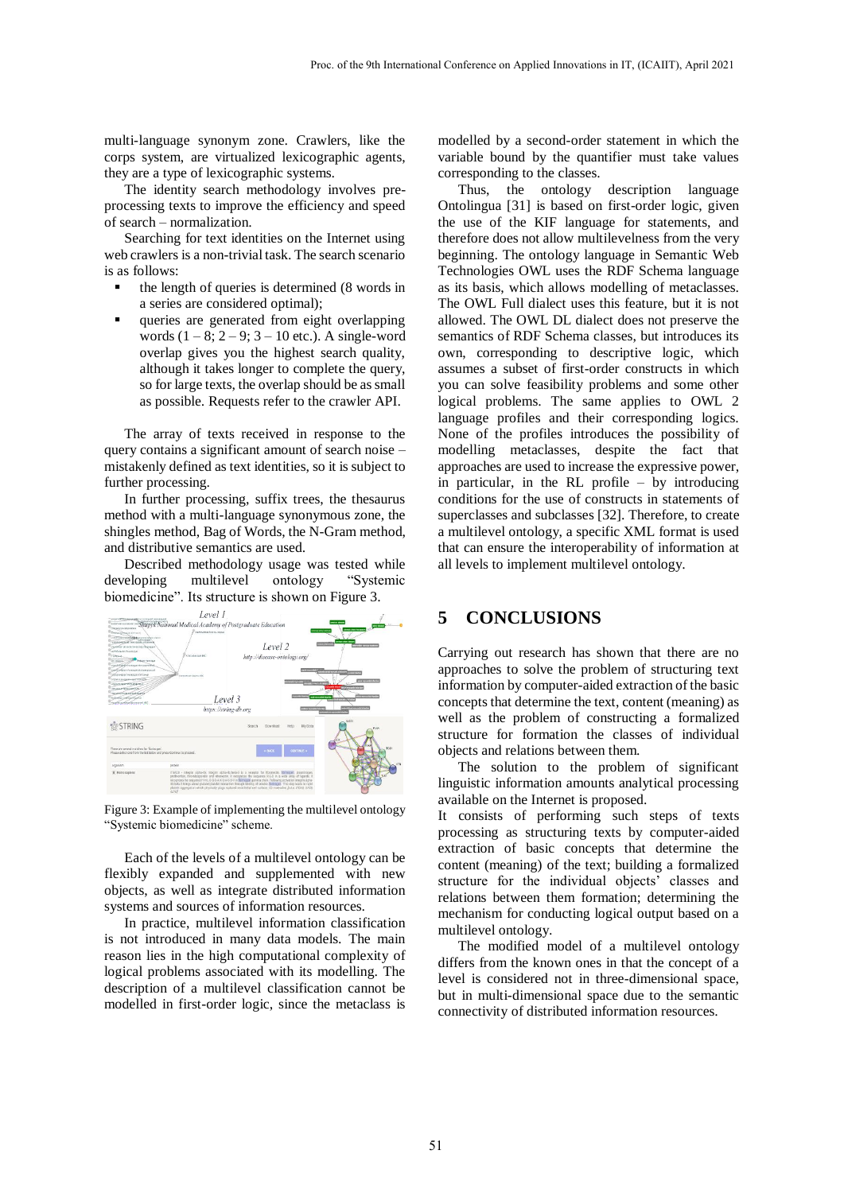multi-language synonym zone. Crawlers, like the corps system, are virtualized lexicographic agents, they are a type of lexicographic systems.

The identity search methodology involves pre-processing texts to improve the efficiency and speed of search – normalization.

Searching for text identities on the Internet using web crawlers is a non-trivial task. The search scenario is as follows:

- the length of queries is determined (8 words in a series are considered optimal);
- queries are generated from eight overlapping words (1 – 8; 2 – 9; 3 – 10 etc.). A single-word overlap gives you the highest search quality, although it takes longer to complete the query, so for large texts, the overlap should be as small as possible. Requests refer to the crawler API.

The array of texts received in response to the query contains a significant amount of search noise – mistakenly defined as text identities, so it is subject to further processing.

In further processing, suffix trees, the thesaurus method with a multi-language synonymous zone, the shingles method, Bag of Words, the N-Gram method, and distributive semantics are used.

Described methodology usage was tested while developing multilevel ontology "Systemic biomedicine". Its structure is shown on Figure 3.

Figure 3: Example of implementing the multilevel ontology "Systemic biomedicine" scheme.

Each of the levels of a multilevel ontology can be flexibly expanded and supplemented with new objects, as well as integrate distributed information systems and sources of information resources.

In practice, multilevel information classification is not introduced in many data models. The main reason lies in the high computational complexity of logical problems associated with its modelling. The description of a multilevel classification cannot be modelled in first-order logic, since the metaclass is modelled by a second-order statement in which the variable bound by the quantifier must take values corresponding to the classes.

Thus, the ontology description language Ontolingua [31] is based on first-order logic, given the use of the KIF language for statements, and therefore does not allow multilevelness from the very beginning. The ontology language in Semantic Web Technologies OWL uses the RDF Schema language as its basis, which allows modelling of metaclasses. The OWL Full dialect uses this feature, but it is not allowed. The OWL DL dialect does not preserve the semantics of RDF Schema classes, but introduces its own, corresponding to descriptive logic, which assumes a subset of first-order constructs in which you can solve feasibility problems and some other logical problems. The same applies to OWL 2 language profiles and their corresponding logics. None of the profiles introduces the possibility of modelling metaclasses, despite the fact that approaches are used to increase the expressive power, in particular, in the RL profile – by introducing conditions for the use of constructs in statements of superclasses and subclasses [32]. Therefore, to create a multilevel ontology, a specific XML format is used that can ensure the interoperability of information at all levels to implement multilevel ontology.

## 5 CONCLUSIONS

Carrying out research has shown that there are no approaches to solve the problem of structuring text information by computer-aided extraction of the basic concepts that determine the text, content (meaning) as well as the problem of constructing a formalized structure for formation the classes of individual objects and relations between them.

The solution to the problem of significant linguistic information amounts analytical processing available on the Internet is proposed.

It consists of performing such steps of texts processing as structuring texts by computer-aided extraction of basic concepts that determine the content (meaning) of the text; building a formalized structure for the individual objects' classes and relations between them formation; determining the mechanism for conducting logical output based on a multilevel ontology.

The modified model of a multilevel ontology differs from the known ones in that the concept of a level is considered not in three-dimensional space, but in multi-dimensional space due to the semantic connectivity of distributed information resources.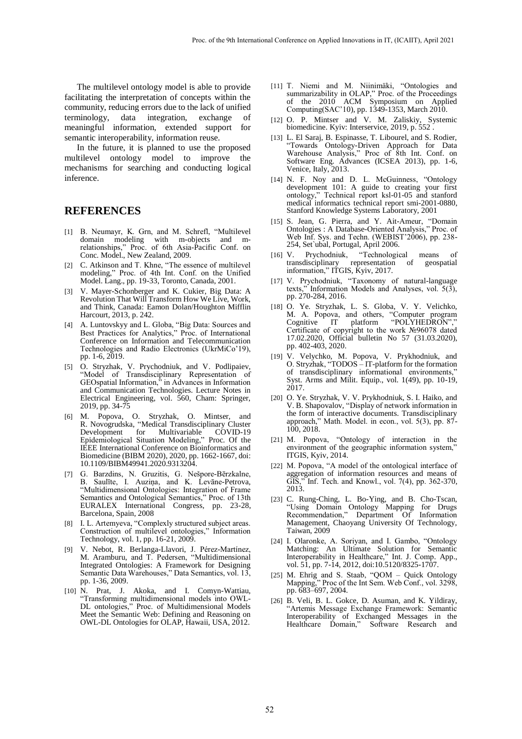The multilevel ontology model is able to provide facilitating the interpretation of concepts within the community, reducing errors due to the lack of unified terminology, data integration, exchange of meaningful information, extended support for semantic interoperability, information reuse.

In the future, it is planned to use the proposed multilevel ontology model to improve the mechanisms for searching and conducting logical inference.

## REFERENCES

[1] B. Neumayr, K. Grn, and M. Schrefl, "Multilevel domain modeling with m-objects and m-relationships," Proc. of 6th Asia-Pacific Conf. on Conc. Model., New Zealand, 2009.

[2] C. Atkinson and T. Khne, "The essence of multilevel modeling," Proc. of 4th Int. Conf. on the Unified Model. Lang., pp. 19-33, Toronto, Canada, 2001.

[3] V. Mayer-Schonberger and K. Cukier, Big Data: A Revolution That Will Transform How We Live, Work, and Think, Canada: Eamon Dolan/Houghton Mifflin Harcourt, 2013, p. 242.

[4] A. Luntovskyy and L. Globa, "Big Data: Sources and Best Practices for Analytics," Proc. of International Conference on Information and Telecommunication Technologies and Radio Electronics (UkrMiCo'19), pp. 1-6, 2019.

[5] O. Stryzhak, V. Prychodniuk, and V. Podlipaiev, "Model of Transdisciplinary Representation of GEOspatial Information," in Advances in Information and Communication Technologies. Lecture Notes in Electrical Engineering, vol. 560, Cham: Springer, 2019, pp. 34-75

[6] M. Popova, O. Stryzhak, O. Mintser, and R. Novogrudska, "Medical Transdisciplinary Cluster Development for Multivariable COVID-19 Epidemiological Situation Modeling," Proc. Of the IEEE International Conference on Bioinformatics and Biomedicine (BIBM 2020), 2020, pp. 1662-1667, doi: 10.1109/BIBM49941.2020.9313204.

[7] G. Barzdins, N. Gruzitis, G. Nešpore-Bērzkalne, B. Saulīte, I. Auziņa, and K. Levāne-Petrova, "Multidimensional Ontologies: Integration of Frame Semantics and Ontological Semantics," Proc. of 13th EURALEX International Congress, pp. 23-28, Barcelona, Spain, 2008

[8] I. L. Artemyeva, "Complexly structured subject areas. Construction of multilevel ontologies," Information Technology, vol. 1, pp. 16-21, 2009.

[9] V. Nebot, R. Berlanga-Llavori, J. Pérez-Martínez, M. Aramburu, and T. Pedersen, "Multidimensional Integrated Ontologies: A Framework for Designing Semantic Data Warehouses," Data Semantics, vol. 13, pp. 1-36, 2009.

[10] N. Prat, J. Akoka, and I. Comyn-Wattiau, "Transforming multidimensional models into OWL-DL ontologies," Proc. of Multidimensional Models Meet the Semantic Web: Defining and Reasoning on OWL-DL Ontologies for OLAP, Hawaii, USA, 2012.

[11] T. Niemi and M. Niinimäki, "Ontologies and summarizability in OLAP," Proc. of the Proceedings of the 2010 ACM Symposium on Applied Computing(SAC'10), pp. 1349-1353, March 2010.

[12] O. P. Mintser and V. M. Zaliskiy, Systemic biomedicine. Kyiv: Interservice, 2019, p. 552 .

[13] L. El Saraj, B. Espinasse, T. Libourel, and S. Rodier, "Towards Ontology-Driven Approach for Data Warehouse Analysis," Proc of 8th Int. Conf. on Software Eng. Advances (ICSEA 2013), pp. 1-6, Venice, Italy, 2013.

[14] N. F. Noy and D. L. McGuinness, "Ontology development 101: A guide to creating your first ontology," Technical report ksl-01-05 and stanford medical informatics technical report smi-2001-0880, Stanford Knowledge Systems Laboratory, 2001

[15] S. Jean, G. Pierra, and Y. Ait-Ameur, "Domain Ontologies : A Database-Oriented Analysis," Proc. of Web Inf. Sys. and Techn. (WEBIST'2006), pp. 238-254, Set`ubal, Portugal, April 2006.

[16] V. Prychodniuk, "Technological means of transdisciplinary representation of geospatial information," ITGIS, Kyiv, 2017.

[17] V. Prychodniuk, "Taxonomy of natural-language texts," Information Models and Analyses, vol. 5(3), pp. 270-284, 2016.

[18] O. Ye. Stryzhak, L. S. Globa, V. Y. Velichko, M. A. Popova, and others, "Computer program Cognitive IT platform "POLYHEDRON"," Certificate of copyright to the work №96078 dated 17.02.2020, Official bulletin No 57 (31.03.2020), pp. 402-403, 2020.

[19] V. Velychko, M. Popova, V. Prykhodniuk, and O. Stryzhak, "TODOS – IT-platform for the formation of transdisciplinary informational environments," Syst. Arms and Milit. Equip., vol. 1(49), pp. 10-19, 2017.

[20] O. Ye. Stryzhak, V. V. Prykhodniuk, S. I. Haiko, and V. B. Shapovalov, "Display of network information in the form of interactive documents. Transdisciplinary approach," Math. Model. in econ., vol. 5(3), pp. 87-100, 2018.

[21] M. Popova, "Ontology of interaction in the environment of the geographic information system," ITGIS, Kyiv, 2014.

[22] M. Popova, "A model of the ontological interface of aggregation of information resources and means of GIS," Inf. Tech. and Knowl., vol. 7(4), pp. 362-370, 2013.

[23] C. Rung-Ching, L. Bo-Ying, and B. Cho-Tscan, "Using Domain Ontology Mapping for Drugs Recommendation," Department Of Information Management, Chaoyang University Of Technology, Taiwan, 2009

[24] I. Olaronke, A. Soriyan, and I. Gambo, "Ontology Matching: An Ultimate Solution for Semantic Interoperability in Healthcare," Int. J. Comp. App., vol. 51, pp. 7-14, 2012, doi:10.5120/8325-1707.

[25] M. Ehrig and S. Staab, "QOM – Quick Ontology Mapping," Proc of the Int Sem. Web Conf., vol. 3298, pp. 683–697, 2004.

[26] B. Veli, B. L. Gokce, D. Asuman, and K. Yildiray, "Artemis Message Exchange Framework: Semantic Interoperability of Exchanged Messages in the Healthcare Domain," Software Research and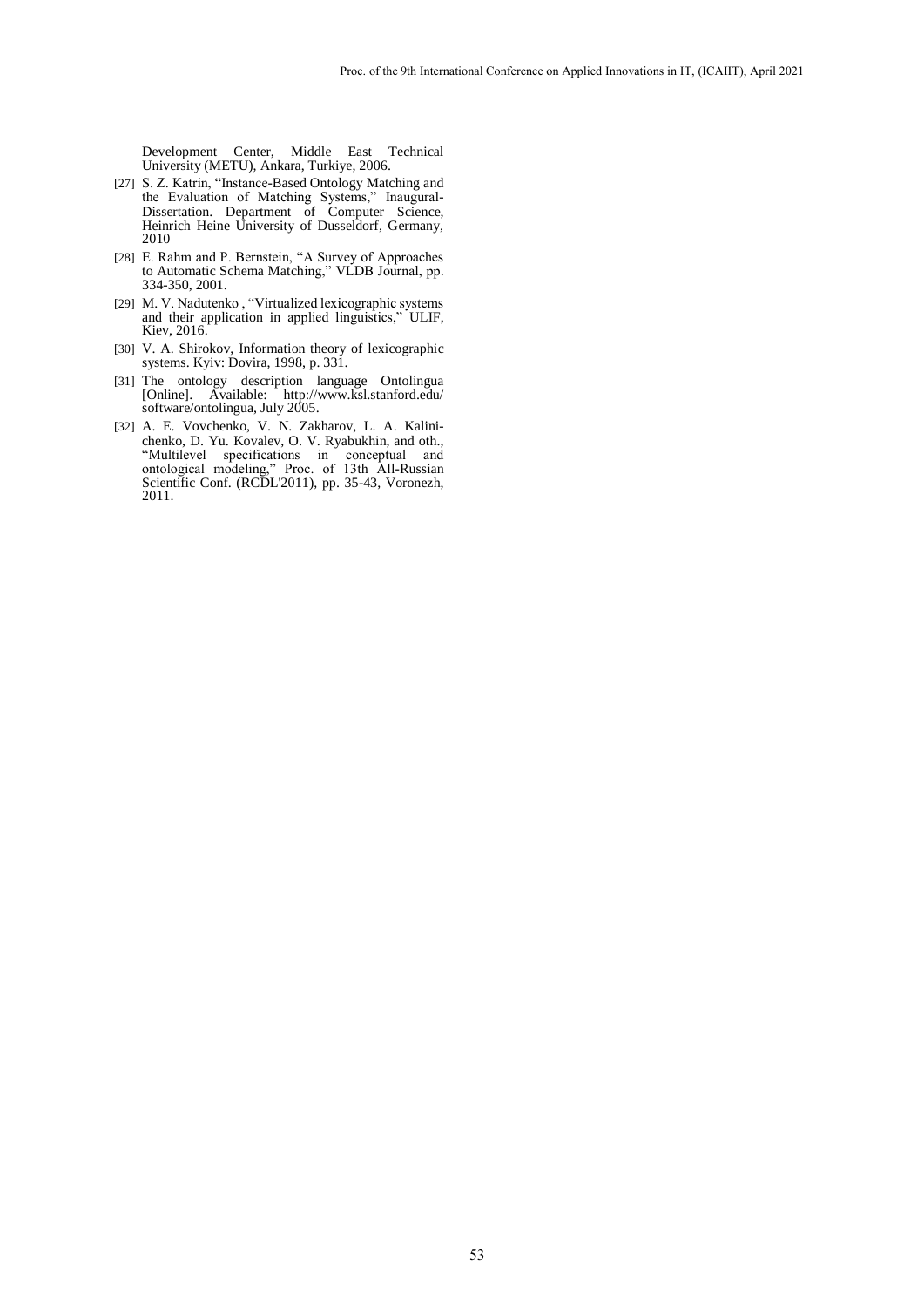Development Center, Middle East Technical University (METU), Ankara, Turkiye, 2006.

[27] S. Z. Katrin, "Instance-Based Ontology Matching and the Evaluation of Matching Systems," Inaugural-Dissertation. Department of Computer Science, Heinrich Heine University of Dusseldorf, Germany, 2010

[28] E. Rahm and P. Bernstein, "A Survey of Approaches to Automatic Schema Matching," VLDB Journal, pp. 334-350, 2001.

[29] M. V. Nadutenko , "Virtualized lexicographic systems and their application in applied linguistics," ULIF, Kiev, 2016.

[30] V. A. Shirokov, Information theory of lexicographic systems. Kyiv: Dovira, 1998, p. 331.

[31] The ontology description language Ontolingua [Online]. Available: http://www.ksl.stanford.edu/software/ontolingua, July 2005.

[32] A. E. Vovchenko, V. N. Zakharov, L. A. Kalinichenko, D. Yu. Kovalev, O. V. Ryabukhin, and oth., "Multilevel specifications in conceptual and ontological modeling," Proc. of 13th All-Russian Scientific Conf. (RCDL'2011), pp. 35-43, Voronezh, 2011.